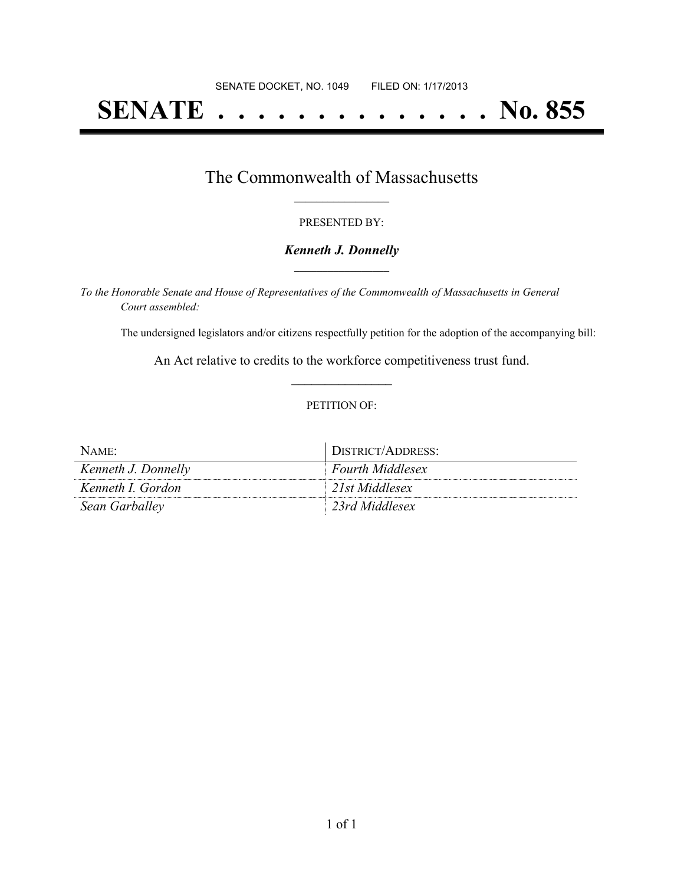SENATE DOCKET, NO. 1049 FILED ON: 1/17/2013

# SENATE . . . . . . . . . . . . . . No. 855

## The Commonwealth of Massachusetts

PRESENTED BY:

***Kenneth J. Donnelly***

*To the Honorable Senate and House of Representatives of the Commonwealth of Massachusetts in General Court assembled:*

The undersigned legislators and/or citizens respectfully petition for the adoption of the accompanying bill:

An Act relative to credits to the workforce competitiveness trust fund.

PETITION OF:

| NAME: | DISTRICT/ADDRESS: |
|---|---|
| *Kenneth J. Donnelly* | *Fourth Middlesex* |
| *Kenneth I. Gordon* | *21st Middlesex* |
| *Sean Garballey* | *23rd Middlesex* |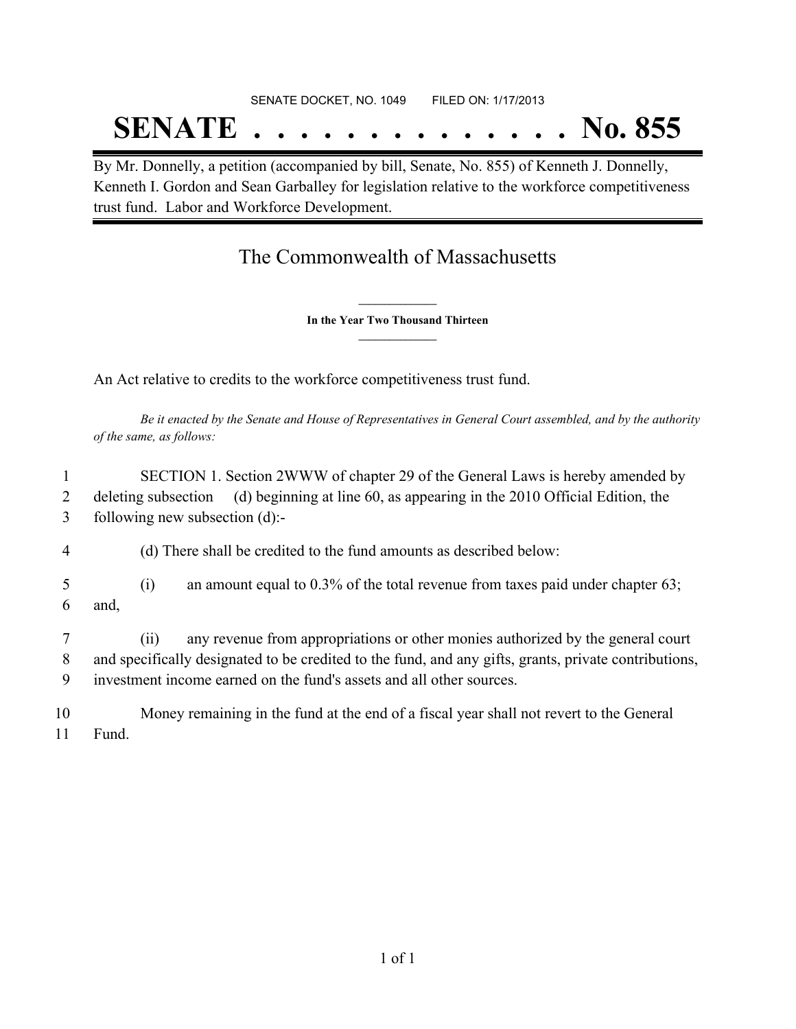SENATE DOCKET, NO. 1049        FILED ON: 1/17/2013

# SENATE . . . . . . . . . . . . . . No. 855

By Mr. Donnelly, a petition (accompanied by bill, Senate, No. 855) of Kenneth J. Donnelly, Kenneth I. Gordon and Sean Garballey for legislation relative to the workforce competitiveness trust fund. Labor and Workforce Development.

## The Commonwealth of Massachusetts

**In the Year Two Thousand Thirteen**

An Act relative to credits to the workforce competitiveness trust fund.

*Be it enacted by the Senate and House of Representatives in General Court assembled, and by the authority of the same, as follows:*

1 SECTION 1. Section 2WWW of chapter 29 of the General Laws is hereby amended by
2 deleting subsection (d) beginning at line 60, as appearing in the 2010 Official Edition, the
3 following new subsection (d):-

4 (d) There shall be credited to the fund amounts as described below:

5 (i) an amount equal to 0.3% of the total revenue from taxes paid under chapter 63;
6 and,

7 (ii) any revenue from appropriations or other monies authorized by the general court
8 and specifically designated to be credited to the fund, and any gifts, grants, private contributions,
9 investment income earned on the fund's assets and all other sources.

10 Money remaining in the fund at the end of a fiscal year shall not revert to the General
11 Fund.